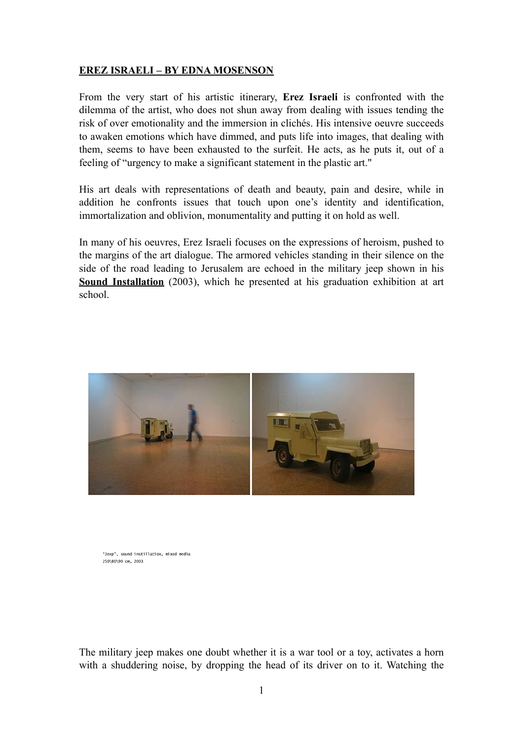**EREZ ISRAELI – BY EDNA MOSENSON**

From the very start of his artistic itinerary, **Erez Israeli** is confronted with the dilemma of the artist, who does not shun away from dealing with issues tending the risk of over emotionality and the immersion in clichés. His intensive oeuvre succeeds to awaken emotions which have dimmed, and puts life into images, that dealing with them, seems to have been exhausted to the surfeit. He acts, as he puts it, out of a feeling of "urgency to make a significant statement in the plastic art."

His art deals with representations of death and beauty, pain and desire, while in addition he confronts issues that touch upon one's identity and identification, immortalization and oblivion, monumentality and putting it on hold as well.

In many of his oeuvres, Erez Israeli focuses on the expressions of heroism, pushed to the margins of the art dialogue. The armored vehicles standing in their silence on the side of the road leading to Jerusalem are echoed in the military jeep shown in his **Sound Installation** (2003), which he presented at his graduation exhibition at art school.

"Jeep", sound instillation, mixed media
250\80\90 cm, 2003

The military jeep makes one doubt whether it is a war tool or a toy, activates a horn with a shuddering noise, by dropping the head of its driver on to it. Watching the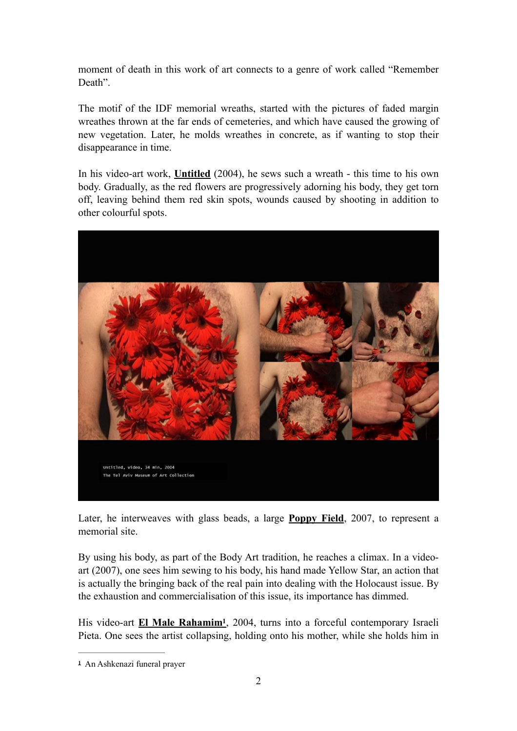moment of death in this work of art connects to a genre of work called "Remember Death".

The motif of the IDF memorial wreaths, started with the pictures of faded margin wreathes thrown at the far ends of cemeteries, and which have caused the growing of new vegetation. Later, he molds wreathes in concrete, as if wanting to stop their disappearance in time.

In his video-art work, **Untitled** (2004), he sews such a wreath - this time to his own body. Gradually, as the red flowers are progressively adorning his body, they get torn off, leaving behind them red skin spots, wounds caused by shooting in addition to other colourful spots.

Later, he interweaves with glass beads, a large **Poppy Field**, 2007, to represent a memorial site.

By using his body, as part of the Body Art tradition, he reaches a climax. In a video-art (2007), one sees him sewing to his body, his hand made Yellow Star, an action that is actually the bringing back of the real pain into dealing with the Holocaust issue. By the exhaustion and commercialisation of this issue, its importance has dimmed.

His video-art **El Male Rahamim**[1], 2004, turns into a forceful contemporary Israeli Pieta. One sees the artist collapsing, holding onto his mother, while she holds him in

[1] An Ashkenazi funeral prayer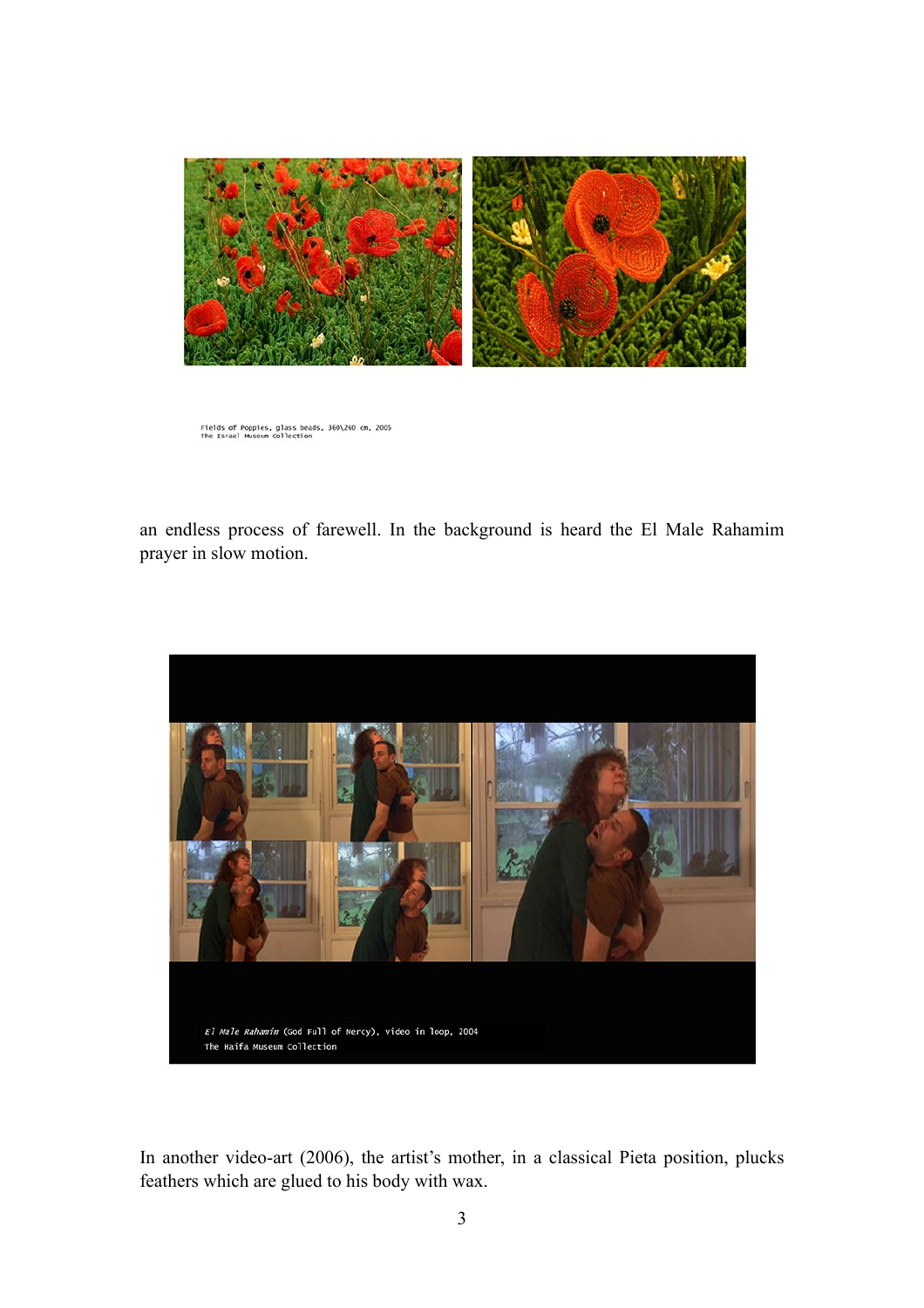Fields of Poppies, glass beads, 360\260 cm, 2005
The Israel Museum Collection

an endless process of farewell. In the background is heard the El Male Rahamim prayer in slow motion.

*El Male Rahamin* (God Full of Mercy), video in loop, 2004
The Haifa Museum Collection

In another video-art (2006), the artist's mother, in a classical Pieta position, plucks feathers which are glued to his body with wax.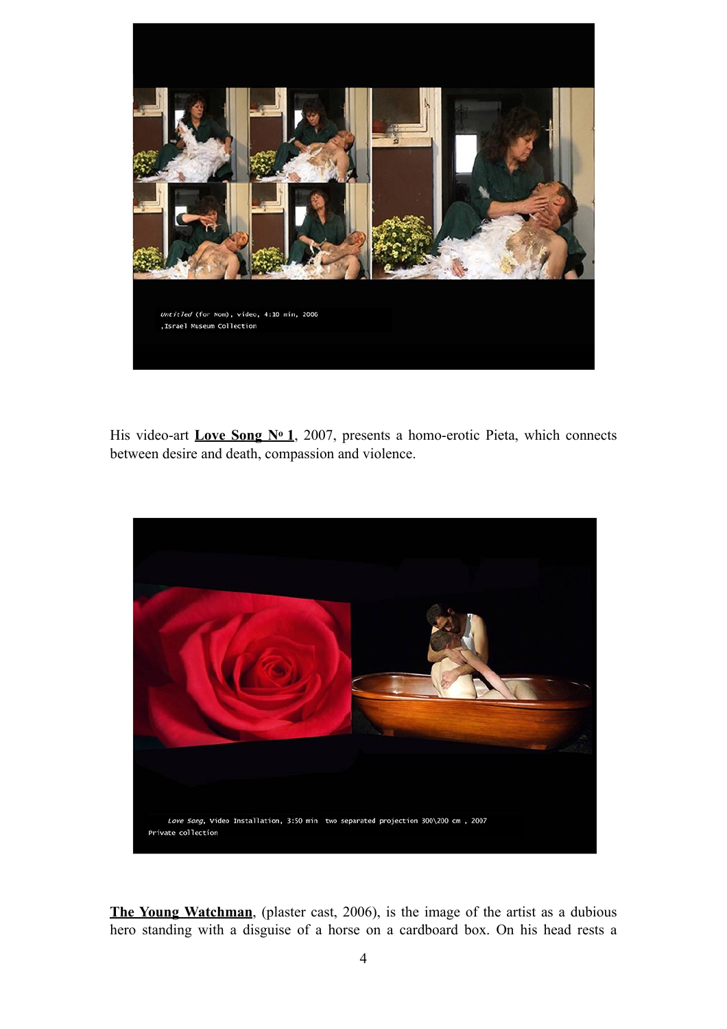*Untitled* (for Mom), video, 4:10 min, 2006
,Israel Museum Collection

His video-art **Love Song Nº 1**, 2007, presents a homo-erotic Pieta, which connects between desire and death, compassion and violence.

*Love Song*, Video Installation, 3:50 min two separated projection 300\200 cm , 2007
Private collection

**The Young Watchman**, (plaster cast, 2006), is the image of the artist as a dubious hero standing with a disguise of a horse on a cardboard box. On his head rests a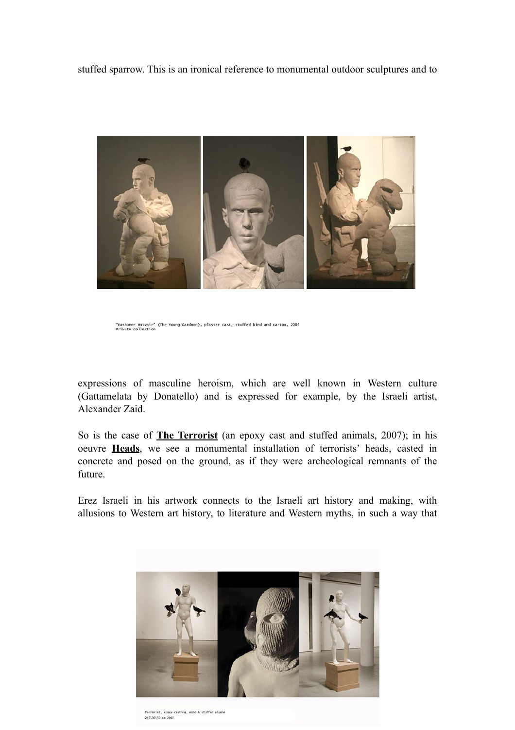stuffed sparrow. This is an ironical reference to monumental outdoor sculptures and to

"Hashomer Hatzair" (The Young Gardner), plaster cast, stuffed bird and carton, 2006
Private collection

expressions of masculine heroism, which are well known in Western culture (Gattamelata by Donatello) and is expressed for example, by the Israeli artist, Alexander Zaid.

So is the case of **The Terrorist** (an epoxy cast and stuffed animals, 2007); in his oeuvre **Heads**, we see a monumental installation of terrorists' heads, casted in concrete and posed on the ground, as if they were archeological remnants of the future.

Erez Israeli in his artwork connects to the Israeli art history and making, with allusions to Western art history, to literature and Western myths, in such a way that

Terrorist, epoxy casting, wood & stuffed pigeon
235\50\50 cm 2007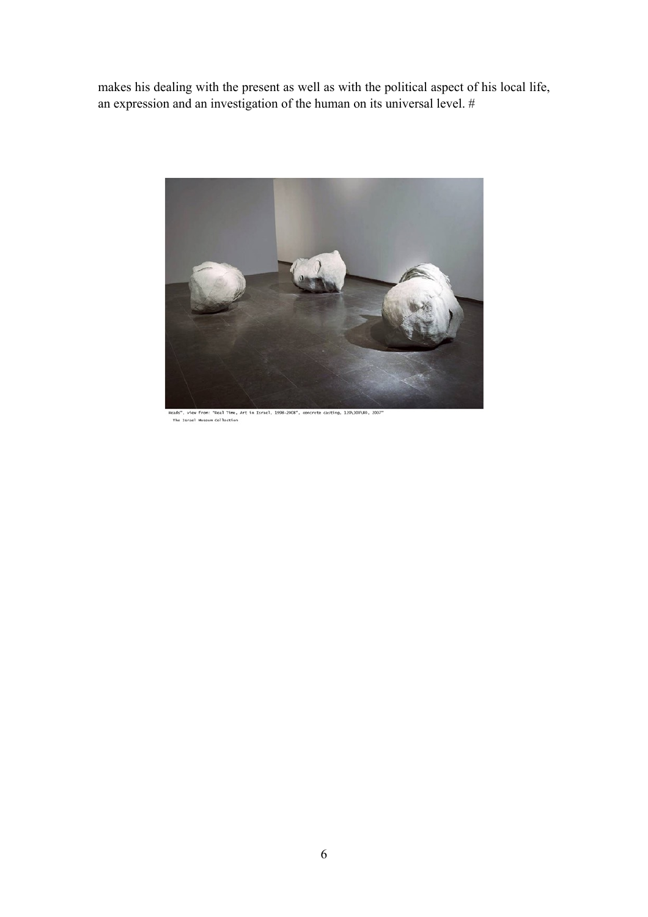makes his dealing with the present as well as with the political aspect of his local life, an expression and an investigation of the human on its universal level. #

Heads", view from: "Real Time, Art in Israel, 1998-2008", concrete casting, 120\300\80, 2007"
The Israel Museum Collection